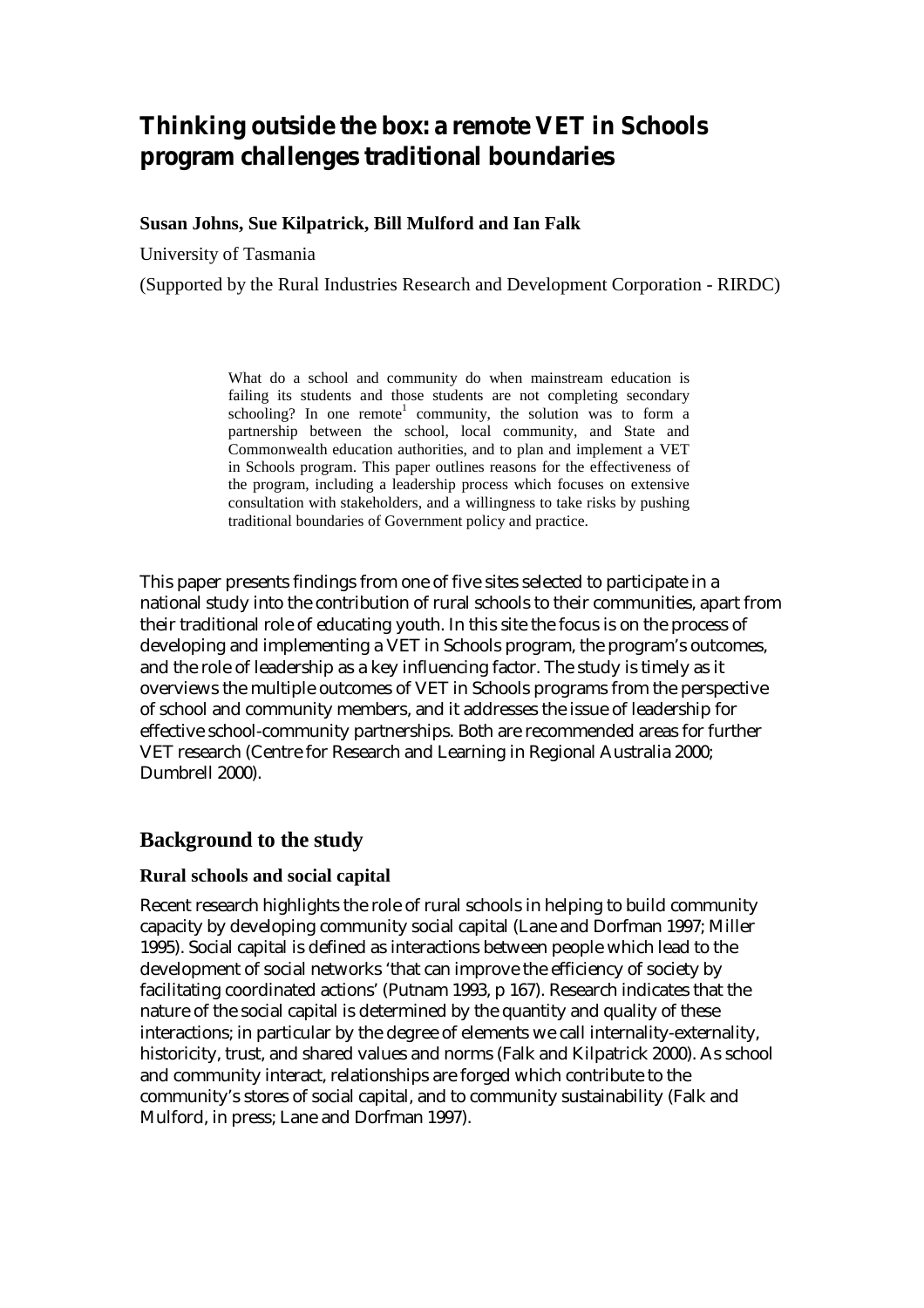# Thinking outside the box: a remote VET in Schools program challenges traditional boundaries

**Susan Johns, Sue Kilpatrick, Bill Mulford and Ian Falk**

University of Tasmania

(Supported by the Rural Industries Research and Development Corporation - RIRDC)

> What do a school and community do when mainstream education is failing its students and those students are not completing secondary schooling? In one remote[1] community, the solution was to form a partnership between the school, local community, and State and Commonwealth education authorities, and to plan and implement a VET in Schools program. This paper outlines reasons for the effectiveness of the program, including a leadership process which focuses on extensive consultation with stakeholders, and a willingness to take risks by pushing traditional boundaries of Government policy and practice.

This paper presents findings from one of five sites selected to participate in a national study into the contribution of rural schools to their communities, apart from their traditional role of educating youth. In this site the focus is on the process of developing and implementing a VET in Schools program, the program's outcomes, and the role of leadership as a key influencing factor. The study is timely as it overviews the multiple outcomes of VET in Schools programs from the perspective of school and community members, and it addresses the issue of leadership for effective school-community partnerships. Both are recommended areas for further VET research (Centre for Research and Learning in Regional Australia 2000; Dumbrell 2000).

## Background to the study

### Rural schools and social capital

Recent research highlights the role of rural schools in helping to build community capacity by developing community social capital (Lane and Dorfman 1997; Miller 1995). Social capital is defined as interactions between people which lead to the development of social networks 'that can improve the efficiency of society by facilitating coordinated actions' (Putnam 1993, p 167). Research indicates that the nature of the social capital is determined by the quantity and quality of these interactions; in particular by the degree of elements we call internality-externality, historicity, trust, and shared values and norms (Falk and Kilpatrick 2000). As school and community interact, relationships are forged which contribute to the community's stores of social capital, and to community sustainability (Falk and Mulford, in press; Lane and Dorfman 1997).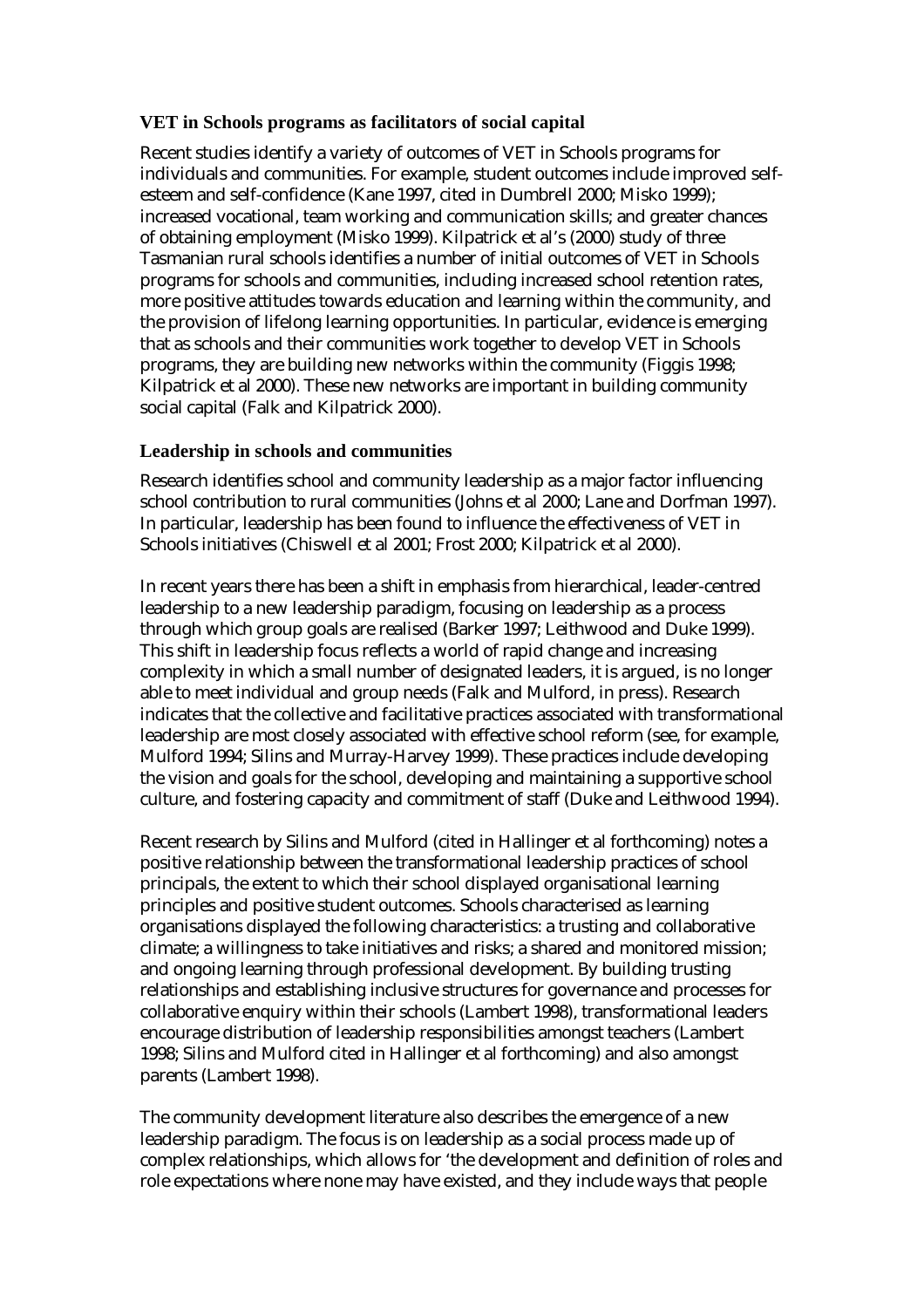### VET in Schools programs as facilitators of social capital

Recent studies identify a variety of outcomes of VET in Schools programs for individuals and communities. For example, student outcomes include improved self-esteem and self-confidence (Kane 1997, cited in Dumbrell 2000; Misko 1999); increased vocational, team working and communication skills; and greater chances of obtaining employment (Misko 1999). Kilpatrick et al's (2000) study of three Tasmanian rural schools identifies a number of initial outcomes of VET in Schools programs for schools and communities, including increased school retention rates, more positive attitudes towards education and learning within the community, and the provision of lifelong learning opportunities. In particular, evidence is emerging that as schools and their communities work together to develop VET in Schools programs, they are building new networks within the community (Figgis 1998; Kilpatrick et al 2000). These new networks are important in building community social capital (Falk and Kilpatrick 2000).

### Leadership in schools and communities

Research identifies school and community leadership as a major factor influencing school contribution to rural communities (Johns et al 2000; Lane and Dorfman 1997). In particular, leadership has been found to influence the effectiveness of VET in Schools initiatives (Chiswell et al 2001; Frost 2000; Kilpatrick et al 2000).

In recent years there has been a shift in emphasis from hierarchical, leader-centred leadership to a new leadership paradigm, focusing on leadership as a process through which group goals are realised (Barker 1997; Leithwood and Duke 1999). This shift in leadership focus reflects a world of rapid change and increasing complexity in which a small number of designated leaders, it is argued, is no longer able to meet individual and group needs (Falk and Mulford, in press). Research indicates that the collective and facilitative practices associated with transformational leadership are most closely associated with effective school reform (see, for example, Mulford 1994; Silins and Murray-Harvey 1999). These practices include developing the vision and goals for the school, developing and maintaining a supportive school culture, and fostering capacity and commitment of staff (Duke and Leithwood 1994).

Recent research by Silins and Mulford (cited in Hallinger et al forthcoming) notes a positive relationship between the transformational leadership practices of school principals, the extent to which their school displayed organisational learning principles and positive student outcomes. Schools characterised as learning organisations displayed the following characteristics: a trusting and collaborative climate; a willingness to take initiatives and risks; a shared and monitored mission; and ongoing learning through professional development. By building trusting relationships and establishing inclusive structures for governance and processes for collaborative enquiry within their schools (Lambert 1998), transformational leaders encourage distribution of leadership responsibilities amongst teachers (Lambert 1998; Silins and Mulford cited in Hallinger et al forthcoming) and also amongst parents (Lambert 1998).

The community development literature also describes the emergence of a new leadership paradigm. The focus is on leadership as a social process made up of complex relationships, which allows for 'the development and definition of roles and role expectations where none may have existed, and they include ways that people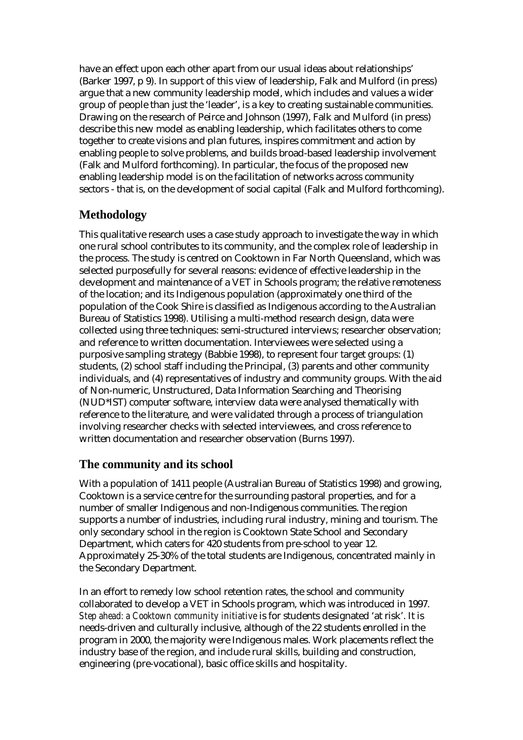have an effect upon each other apart from our usual ideas about relationships' (Barker 1997, p 9). In support of this view of leadership, Falk and Mulford (in press) argue that a new community leadership model, which includes and values a wider group of people than just the 'leader', is a key to creating sustainable communities. Drawing on the research of Peirce and Johnson (1997), Falk and Mulford (in press) describe this new model as enabling leadership, which facilitates others to come together to create visions and plan futures, inspires commitment and action by enabling people to solve problems, and builds broad-based leadership involvement (Falk and Mulford forthcoming). In particular, the focus of the proposed new enabling leadership model is on the facilitation of networks across community sectors - that is, on the development of social capital (Falk and Mulford forthcoming).

## Methodology

This qualitative research uses a case study approach to investigate the way in which one rural school contributes to its community, and the complex role of leadership in the process. The study is centred on Cooktown in Far North Queensland, which was selected purposefully for several reasons: evidence of effective leadership in the development and maintenance of a VET in Schools program; the relative remoteness of the location; and its Indigenous population (approximately one third of the population of the Cook Shire is classified as Indigenous according to the Australian Bureau of Statistics 1998). Utilising a multi-method research design, data were collected using three techniques: semi-structured interviews; researcher observation; and reference to written documentation. Interviewees were selected using a purposive sampling strategy (Babbie 1998), to represent four target groups: (1) students, (2) school staff including the Principal, (3) parents and other community individuals, and (4) representatives of industry and community groups. With the aid of Non-numeric, Unstructured, Data Information Searching and Theorising (NUD*IST) computer software, interview data were analysed thematically with reference to the literature, and were validated through a process of triangulation involving researcher checks with selected interviewees, and cross reference to written documentation and researcher observation (Burns 1997).

## The community and its school

With a population of 1411 people (Australian Bureau of Statistics 1998) and growing, Cooktown is a service centre for the surrounding pastoral properties, and for a number of smaller Indigenous and non-Indigenous communities. The region supports a number of industries, including rural industry, mining and tourism. The only secondary school in the region is Cooktown State School and Secondary Department, which caters for 420 students from pre-school to year 12. Approximately 25-30% of the total students are Indigenous, concentrated mainly in the Secondary Department.

In an effort to remedy low school retention rates, the school and community collaborated to develop a VET in Schools program, which was introduced in 1997. *Step ahead: a Cooktown community initiative* is for students designated 'at risk'. It is needs-driven and culturally inclusive, although of the 22 students enrolled in the program in 2000, the majority were Indigenous males. Work placements reflect the industry base of the region, and include rural skills, building and construction, engineering (pre-vocational), basic office skills and hospitality.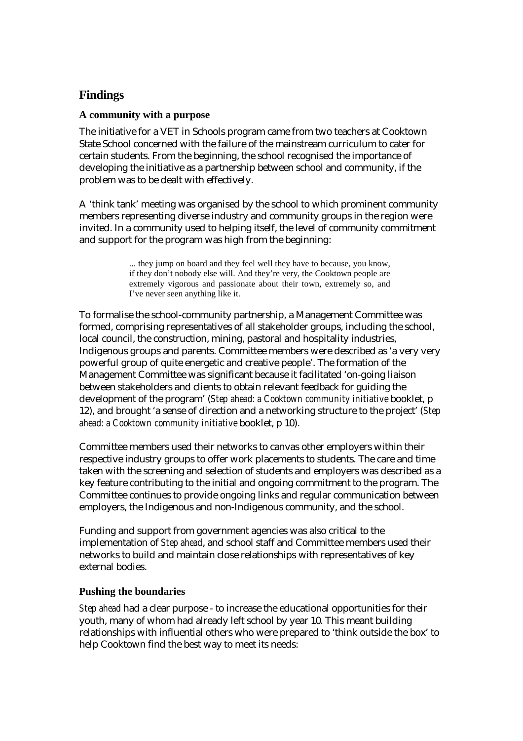## Findings

### A community with a purpose

The initiative for a VET in Schools program came from two teachers at Cooktown State School concerned with the failure of the mainstream curriculum to cater for certain students. From the beginning, the school recognised the importance of developing the initiative as a partnership between school and community, if the problem was to be dealt with effectively.

A 'think tank' meeting was organised by the school to which prominent community members representing diverse industry and community groups in the region were invited. In a community used to helping itself, the level of community commitment and support for the program was high from the beginning:

> ... they jump on board and they feel well they have to because, you know, if they don't nobody else will. And they're very, the Cooktown people are extremely vigorous and passionate about their town, extremely so, and I've never seen anything like it.

To formalise the school-community partnership, a Management Committee was formed, comprising representatives of all stakeholder groups, including the school, local council, the construction, mining, pastoral and hospitality industries, Indigenous groups and parents. Committee members were described as 'a very very powerful group of quite energetic and creative people'. The formation of the Management Committee was significant because it facilitated 'on-going liaison between stakeholders and clients to obtain relevant feedback for guiding the development of the program' (*Step ahead: a Cooktown community initiative* booklet, p 12), and brought 'a sense of direction and a networking structure to the project' (*Step ahead: a Cooktown community initiative* booklet, p 10).

Committee members used their networks to canvas other employers within their respective industry groups to offer work placements to students. The care and time taken with the screening and selection of students and employers was described as a key feature contributing to the initial and ongoing commitment to the program. The Committee continues to provide ongoing links and regular communication between employers, the Indigenous and non-Indigenous community, and the school.

Funding and support from government agencies was also critical to the implementation of *Step ahead*, and school staff and Committee members used their networks to build and maintain close relationships with representatives of key external bodies.

### Pushing the boundaries

*Step ahead* had a clear purpose - to increase the educational opportunities for their youth, many of whom had already left school by year 10. This meant building relationships with influential others who were prepared to 'think outside the box' to help Cooktown find the best way to meet its needs: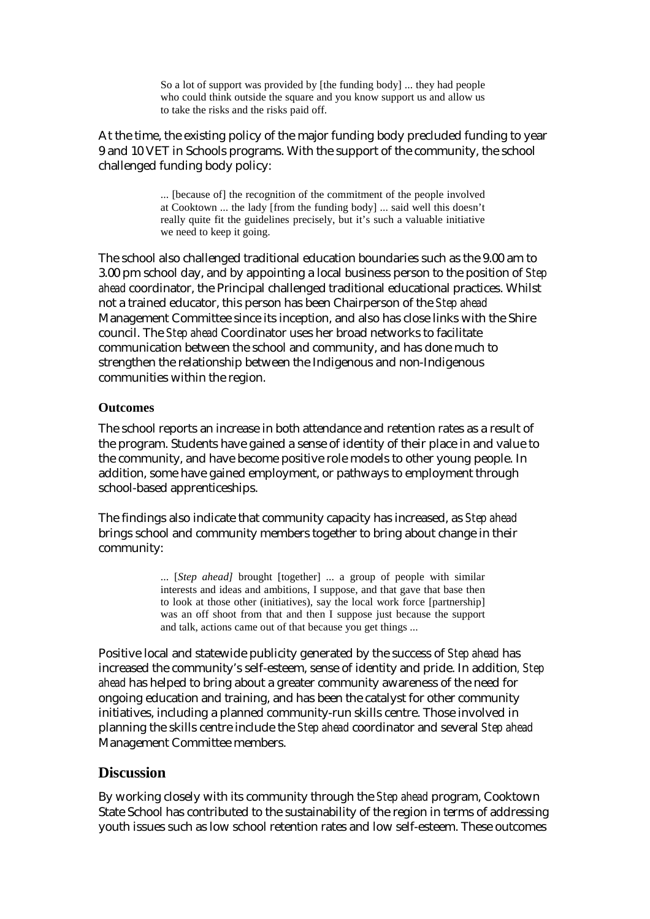> So a lot of support was provided by [the funding body] ... they had people who could think outside the square and you know support us and allow us to take the risks and the risks paid off.

At the time, the existing policy of the major funding body precluded funding to year 9 and 10 VET in Schools programs. With the support of the community, the school challenged funding body policy:

> ... [because of] the recognition of the commitment of the people involved at Cooktown ... the lady [from the funding body] ... said well this doesn't really quite fit the guidelines precisely, but it's such a valuable initiative we need to keep it going.

The school also challenged traditional education boundaries such as the 9.00 am to 3.00 pm school day, and by appointing a local business person to the position of *Step ahead* coordinator, the Principal challenged traditional educational practices. Whilst not a trained educator, this person has been Chairperson of the *Step ahead* Management Committee since its inception, and also has close links with the Shire council. The *Step ahead* Coordinator uses her broad networks to facilitate communication between the school and community, and has done much to strengthen the relationship between the Indigenous and non-Indigenous communities within the region.

### Outcomes

The school reports an increase in both attendance and retention rates as a result of the program. Students have gained a sense of identity of their place in and value to the community, and have become positive role models to other young people. In addition, some have gained employment, or pathways to employment through school-based apprenticeships.

The findings also indicate that community capacity has increased, as *Step ahead* brings school and community members together to bring about change in their community:

> ... [*Step ahead]* brought [together] ... a group of people with similar interests and ideas and ambitions, I suppose, and that gave that base then to look at those other (initiatives), say the local work force [partnership] was an off shoot from that and then I suppose just because the support and talk, actions came out of that because you get things ...

Positive local and statewide publicity generated by the success of *Step ahead* has increased the community's self-esteem, sense of identity and pride. In addition, *Step ahead* has helped to bring about a greater community awareness of the need for ongoing education and training, and has been the catalyst for other community initiatives, including a planned community-run skills centre. Those involved in planning the skills centre include the *Step ahead* coordinator and several *Step ahead* Management Committee members.

## Discussion

By working closely with its community through the *Step ahead* program, Cooktown State School has contributed to the sustainability of the region in terms of addressing youth issues such as low school retention rates and low self-esteem. These outcomes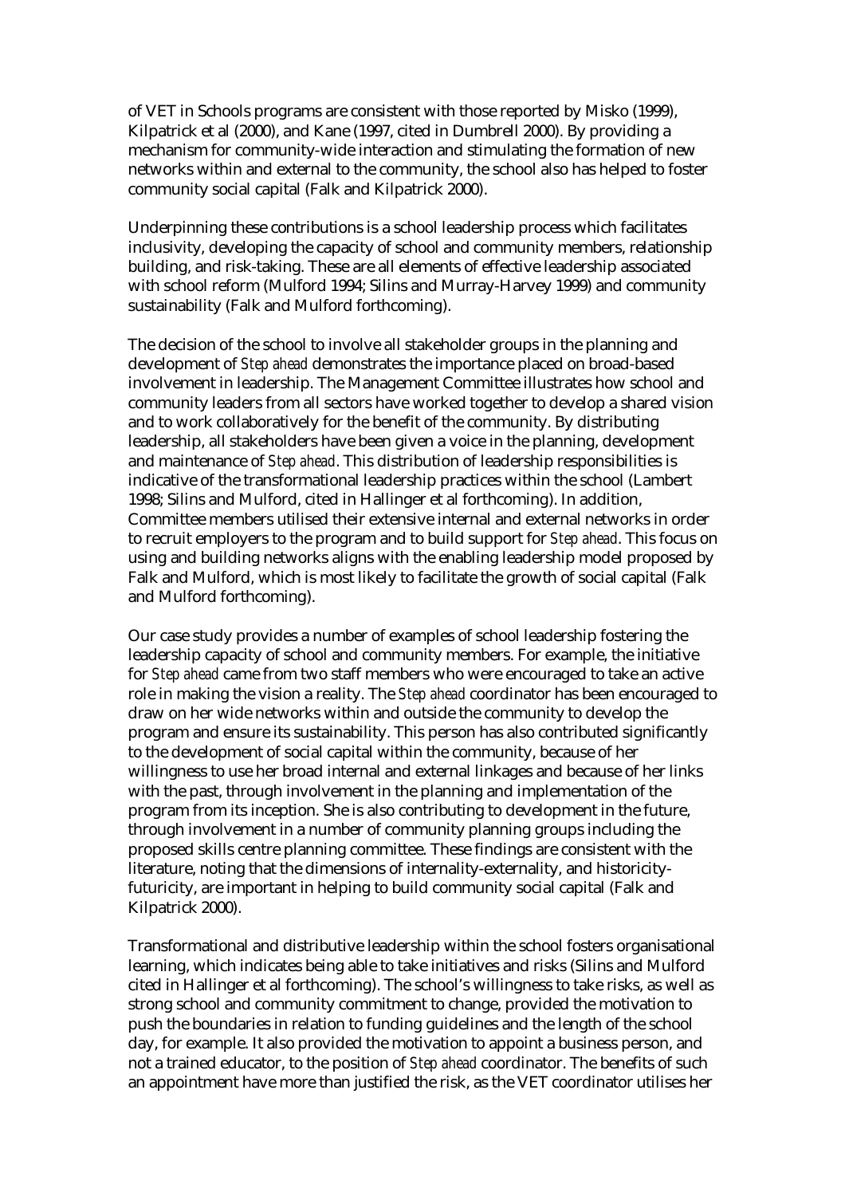of VET in Schools programs are consistent with those reported by Misko (1999), Kilpatrick et al (2000), and Kane (1997, cited in Dumbrell 2000). By providing a mechanism for community-wide interaction and stimulating the formation of new networks within and external to the community, the school also has helped to foster community social capital (Falk and Kilpatrick 2000).

Underpinning these contributions is a school leadership process which facilitates inclusivity, developing the capacity of school and community members, relationship building, and risk-taking. These are all elements of effective leadership associated with school reform (Mulford 1994; Silins and Murray-Harvey 1999) and community sustainability (Falk and Mulford forthcoming).

The decision of the school to involve all stakeholder groups in the planning and development of *Step ahead* demonstrates the importance placed on broad-based involvement in leadership. The Management Committee illustrates how school and community leaders from all sectors have worked together to develop a shared vision and to work collaboratively for the benefit of the community. By distributing leadership, all stakeholders have been given a voice in the planning, development and maintenance of *Step ahead*. This distribution of leadership responsibilities is indicative of the transformational leadership practices within the school (Lambert 1998; Silins and Mulford, cited in Hallinger et al forthcoming). In addition, Committee members utilised their extensive internal and external networks in order to recruit employers to the program and to build support for *Step ahead*. This focus on using and building networks aligns with the enabling leadership model proposed by Falk and Mulford, which is most likely to facilitate the growth of social capital (Falk and Mulford forthcoming).

Our case study provides a number of examples of school leadership fostering the leadership capacity of school and community members. For example, the initiative for *Step ahead* came from two staff members who were encouraged to take an active role in making the vision a reality. The *Step ahead* coordinator has been encouraged to draw on her wide networks within and outside the community to develop the program and ensure its sustainability. This person has also contributed significantly to the development of social capital within the community, because of her willingness to use her broad internal and external linkages and because of her links with the past, through involvement in the planning and implementation of the program from its inception. She is also contributing to development in the future, through involvement in a number of community planning groups including the proposed skills centre planning committee. These findings are consistent with the literature, noting that the dimensions of internality-externality, and historicity-futuricity, are important in helping to build community social capital (Falk and Kilpatrick 2000).

Transformational and distributive leadership within the school fosters organisational learning, which indicates being able to take initiatives and risks (Silins and Mulford cited in Hallinger et al forthcoming). The school's willingness to take risks, as well as strong school and community commitment to change, provided the motivation to push the boundaries in relation to funding guidelines and the length of the school day, for example. It also provided the motivation to appoint a business person, and not a trained educator, to the position of *Step ahead* coordinator. The benefits of such an appointment have more than justified the risk, as the VET coordinator utilises her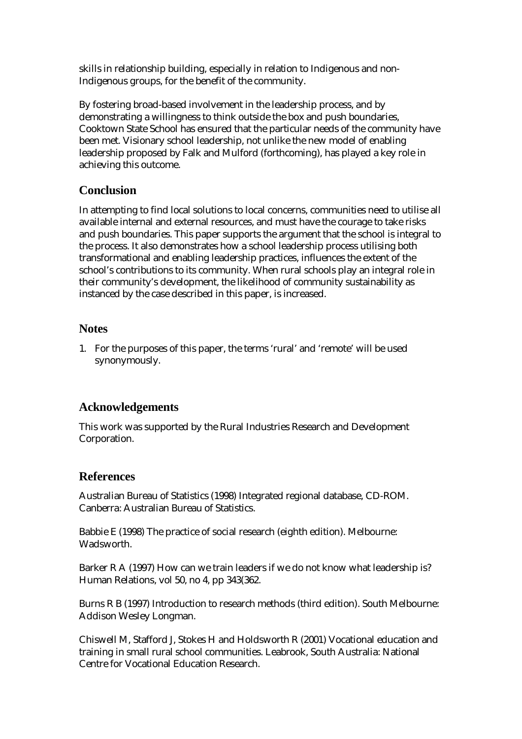skills in relationship building, especially in relation to Indigenous and non-Indigenous groups, for the benefit of the community.

By fostering broad-based involvement in the leadership process, and by demonstrating a willingness to think outside the box and push boundaries, Cooktown State School has ensured that the particular needs of the community have been met. Visionary school leadership, not unlike the new model of enabling leadership proposed by Falk and Mulford (forthcoming), has played a key role in achieving this outcome.

## Conclusion

In attempting to find local solutions to local concerns, communities need to utilise all available internal and external resources, and must have the courage to take risks and push boundaries. This paper supports the argument that the school is integral to the process. It also demonstrates how a school leadership process utilising both transformational and enabling leadership practices, influences the extent of the school's contributions to its community. When rural schools play an integral role in their community's development, the likelihood of community sustainability as instanced by the case described in this paper, is increased.

## Notes

1. For the purposes of this paper, the terms 'rural' and 'remote' will be used synonymously.

## Acknowledgements

This work was supported by the Rural Industries Research and Development Corporation.

## References

Australian Bureau of Statistics (1998) Integrated regional database, CD-ROM. Canberra: Australian Bureau of Statistics.

Babbie E (1998) The practice of social research (eighth edition). Melbourne: Wadsworth.

Barker R A (1997) How can we train leaders if we do not know what leadership is? Human Relations, vol 50, no 4, pp 343(362.

Burns R B (1997) Introduction to research methods (third edition). South Melbourne: Addison Wesley Longman.

Chiswell M, Stafford J, Stokes H and Holdsworth R (2001) Vocational education and training in small rural school communities. Leabrook, South Australia: National Centre for Vocational Education Research.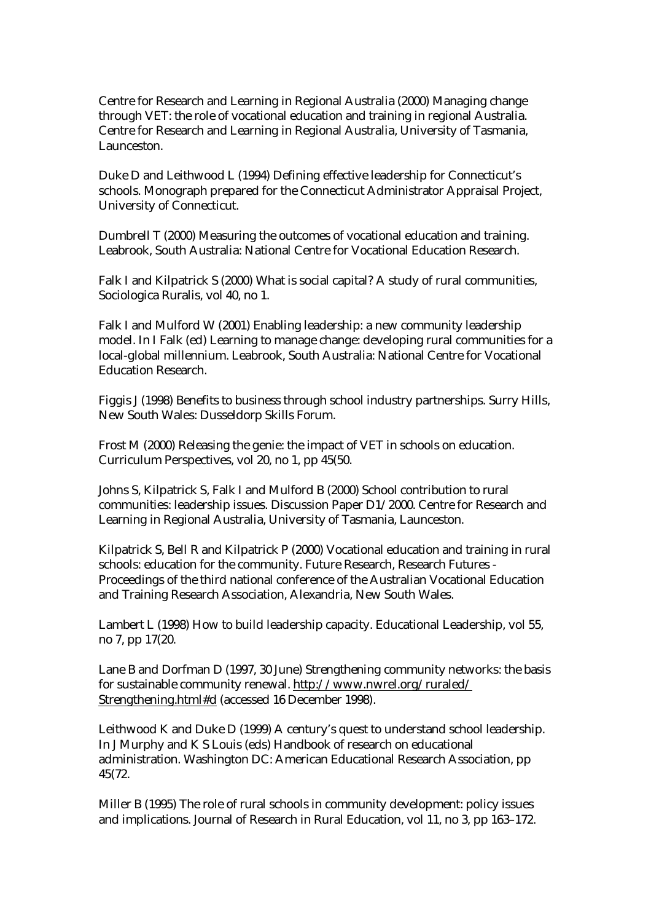Centre for Research and Learning in Regional Australia (2000) Managing change through VET: the role of vocational education and training in regional Australia. Centre for Research and Learning in Regional Australia, University of Tasmania, Launceston.

Duke D and Leithwood L (1994) Defining effective leadership for Connecticut's schools. Monograph prepared for the Connecticut Administrator Appraisal Project, University of Connecticut.

Dumbrell T (2000) Measuring the outcomes of vocational education and training. Leabrook, South Australia: National Centre for Vocational Education Research.

Falk I and Kilpatrick S (2000) What is social capital? A study of rural communities, Sociologica Ruralis, vol 40, no 1.

Falk I and Mulford W (2001) Enabling leadership: a new community leadership model. In I Falk (ed) Learning to manage change: developing rural communities for a local-global millennium. Leabrook, South Australia: National Centre for Vocational Education Research.

Figgis J (1998) Benefits to business through school industry partnerships. Surry Hills, New South Wales: Dusseldorp Skills Forum.

Frost M (2000) Releasing the genie: the impact of VET in schools on education. Curriculum Perspectives, vol 20, no 1, pp 45(50.

Johns S, Kilpatrick S, Falk I and Mulford B (2000) School contribution to rural communities: leadership issues. Discussion Paper D1/2000. Centre for Research and Learning in Regional Australia, University of Tasmania, Launceston.

Kilpatrick S, Bell R and Kilpatrick P (2000) Vocational education and training in rural schools: education for the community. Future Research, Research Futures - Proceedings of the third national conference of the Australian Vocational Education and Training Research Association, Alexandria, New South Wales.

Lambert L (1998) How to build leadership capacity. Educational Leadership, vol 55, no 7, pp 17(20.

Lane B and Dorfman D (1997, 30 June) Strengthening community networks: the basis for sustainable community renewal. http://www.nwrel.org/ruraled/Strengthening.html#d (accessed 16 December 1998).

Leithwood K and Duke D (1999) A century's quest to understand school leadership. In J Murphy and K S Louis (eds) Handbook of research on educational administration. Washington DC: American Educational Research Association, pp 45(72.

Miller B (1995) The role of rural schools in community development: policy issues and implications. Journal of Research in Rural Education, vol 11, no 3, pp 163–172.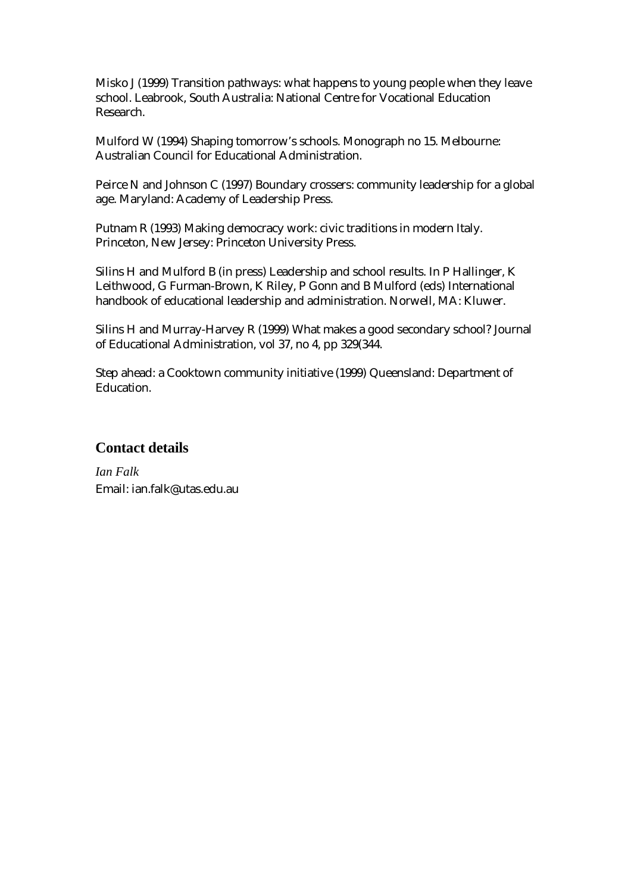Misko J (1999) Transition pathways: what happens to young people when they leave school. Leabrook, South Australia: National Centre for Vocational Education Research.

Mulford W (1994) Shaping tomorrow's schools. Monograph no 15. Melbourne: Australian Council for Educational Administration.

Peirce N and Johnson C (1997) Boundary crossers: community leadership for a global age. Maryland: Academy of Leadership Press.

Putnam R (1993) Making democracy work: civic traditions in modern Italy. Princeton, New Jersey: Princeton University Press.

Silins H and Mulford B (in press) Leadership and school results. In P Hallinger, K Leithwood, G Furman-Brown, K Riley, P Gonn and B Mulford (eds) International handbook of educational leadership and administration. Norwell, MA: Kluwer.

Silins H and Murray-Harvey R (1999) What makes a good secondary school? Journal of Educational Administration, vol 37, no 4, pp 329(344.

Step ahead: a Cooktown community initiative (1999) Queensland: Department of Education.

## Contact details

*Ian Falk*
Email: ian.falk@utas.edu.au